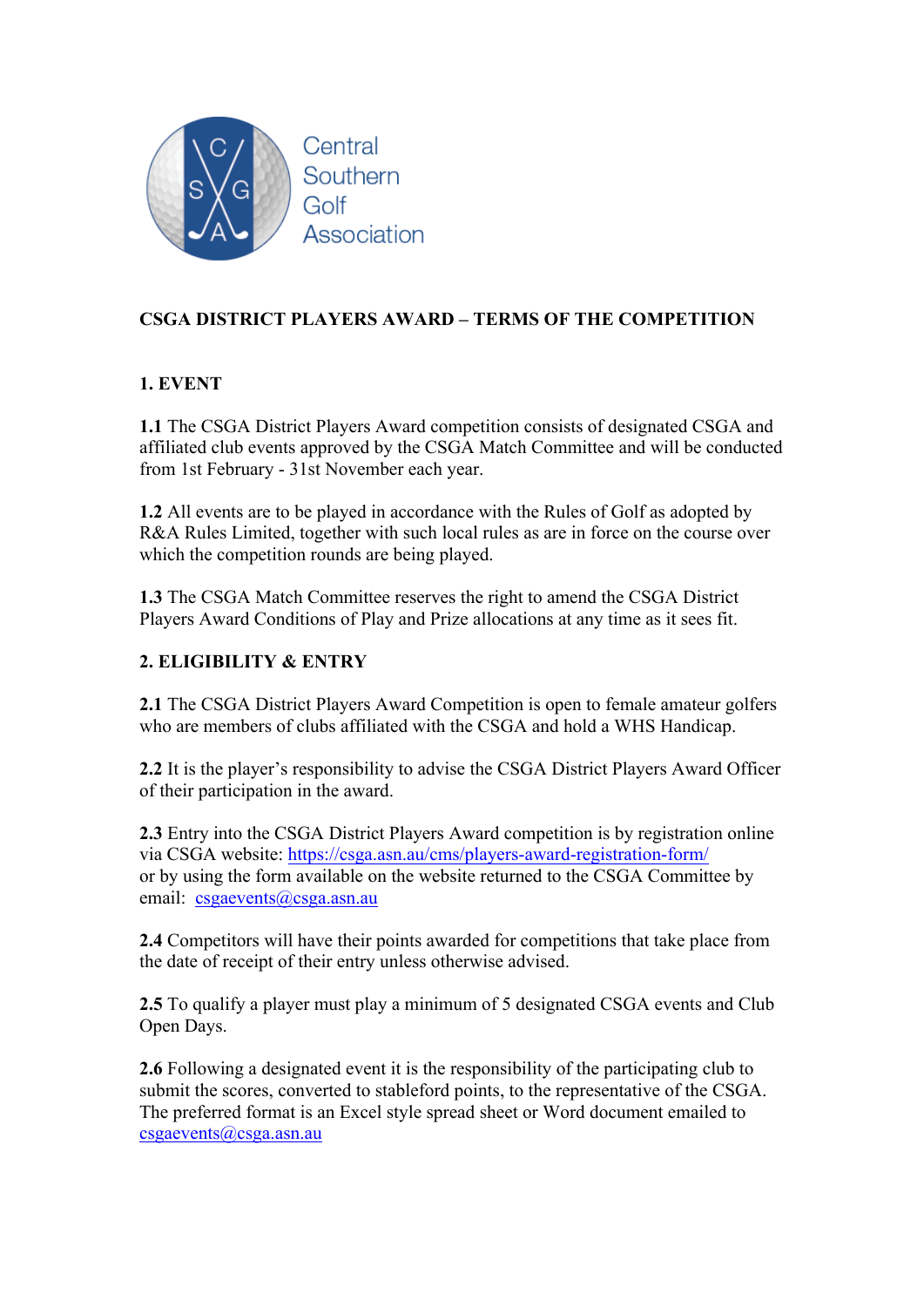Central Southern Golf Association

## CSGA DISTRICT PLAYERS AWARD – TERMS OF THE COMPETITION

### 1. EVENT

**1.1** The CSGA District Players Award competition consists of designated CSGA and affiliated club events approved by the CSGA Match Committee and will be conducted from 1st February - 31st November each year.

**1.2** All events are to be played in accordance with the Rules of Golf as adopted by R&A Rules Limited, together with such local rules as are in force on the course over which the competition rounds are being played.

**1.3** The CSGA Match Committee reserves the right to amend the CSGA District Players Award Conditions of Play and Prize allocations at any time as it sees fit.

### 2. ELIGIBILITY & ENTRY

**2.1** The CSGA District Players Award Competition is open to female amateur golfers who are members of clubs affiliated with the CSGA and hold a WHS Handicap.

**2.2** It is the player's responsibility to advise the CSGA District Players Award Officer of their participation in the award.

**2.3** Entry into the CSGA District Players Award competition is by registration online via CSGA website: https://csga.asn.au/cms/players-award-registration-form/ or by using the form available on the website returned to the CSGA Committee by email: csgaevents@csga.asn.au

**2.4** Competitors will have their points awarded for competitions that take place from the date of receipt of their entry unless otherwise advised.

**2.5** To qualify a player must play a minimum of 5 designated CSGA events and Club Open Days.

**2.6** Following a designated event it is the responsibility of the participating club to submit the scores, converted to stableford points, to the representative of the CSGA. The preferred format is an Excel style spread sheet or Word document emailed to csgaevents@csga.asn.au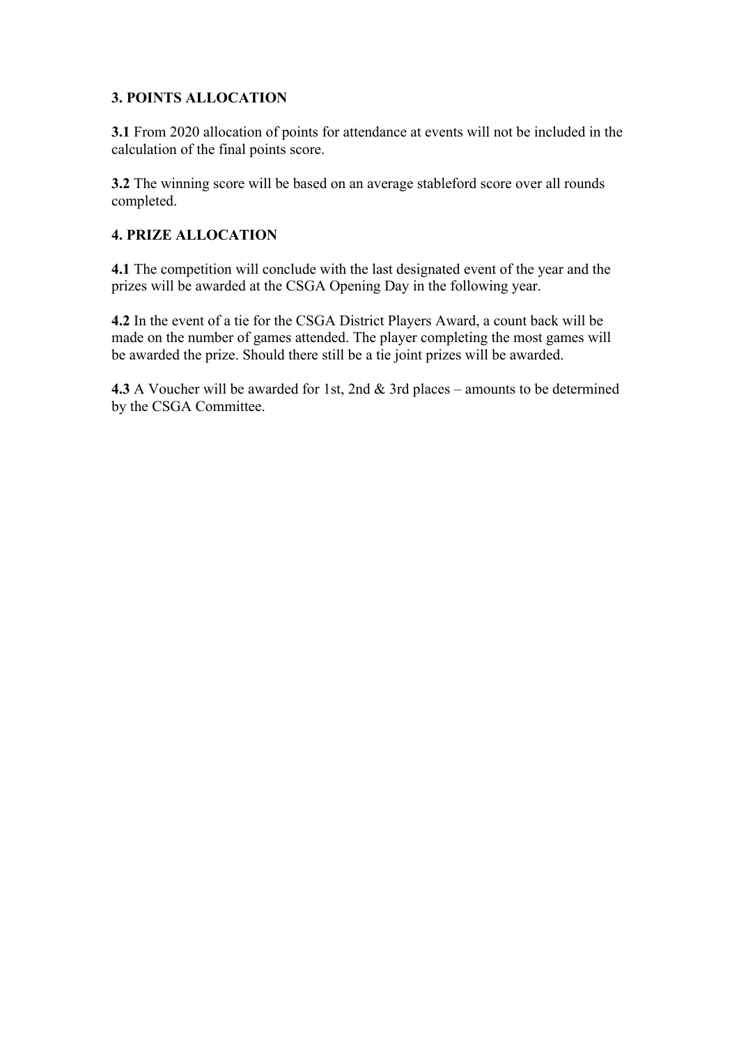## 3. POINTS ALLOCATION

**3.1** From 2020 allocation of points for attendance at events will not be included in the calculation of the final points score.

**3.2** The winning score will be based on an average stableford score over all rounds completed.

## 4. PRIZE ALLOCATION

**4.1** The competition will conclude with the last designated event of the year and the prizes will be awarded at the CSGA Opening Day in the following year.

**4.2** In the event of a tie for the CSGA District Players Award, a count back will be made on the number of games attended. The player completing the most games will be awarded the prize. Should there still be a tie joint prizes will be awarded.

**4.3** A Voucher will be awarded for 1st, 2nd & 3rd places – amounts to be determined by the CSGA Committee.